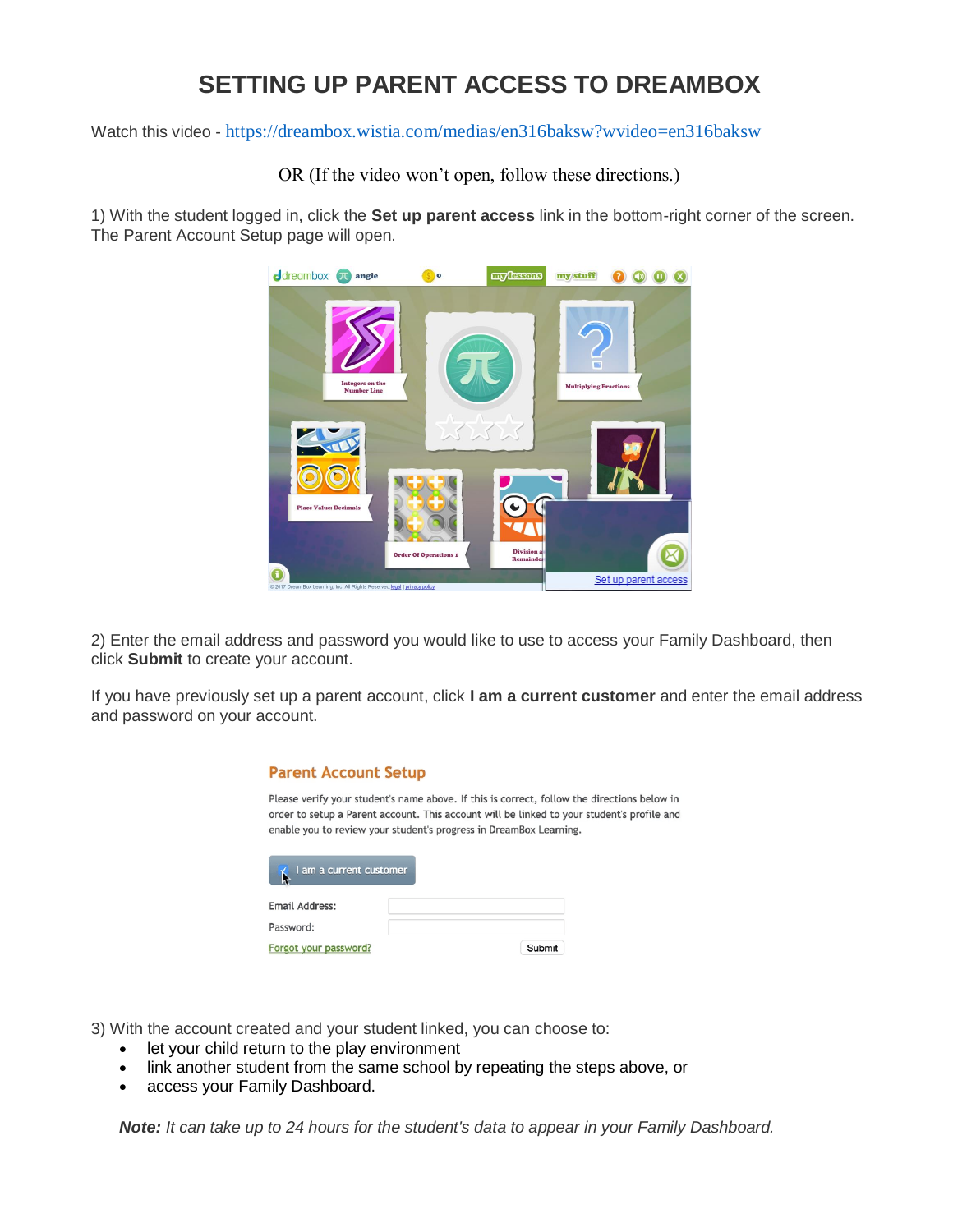# SETTING UP PARENT ACCESS TO DREAMBOX

Watch this video - https://dreambox.wistia.com/medias/en316baksw?wvideo=en316baksw

OR (If the video won't open, follow these directions.)

1) With the student logged in, click the **Set up parent access** link in the bottom-right corner of the screen. The Parent Account Setup page will open.

2) Enter the email address and password you would like to use to access your Family Dashboard, then click **Submit** to create your account.

If you have previously set up a parent account, click **I am a current customer** and enter the email address and password on your account.

3) With the account created and your student linked, you can choose to:

- let your child return to the play environment
- link another student from the same school by repeating the steps above, or
- access your Family Dashboard.

***Note:** It can take up to 24 hours for the student's data to appear in your Family Dashboard.*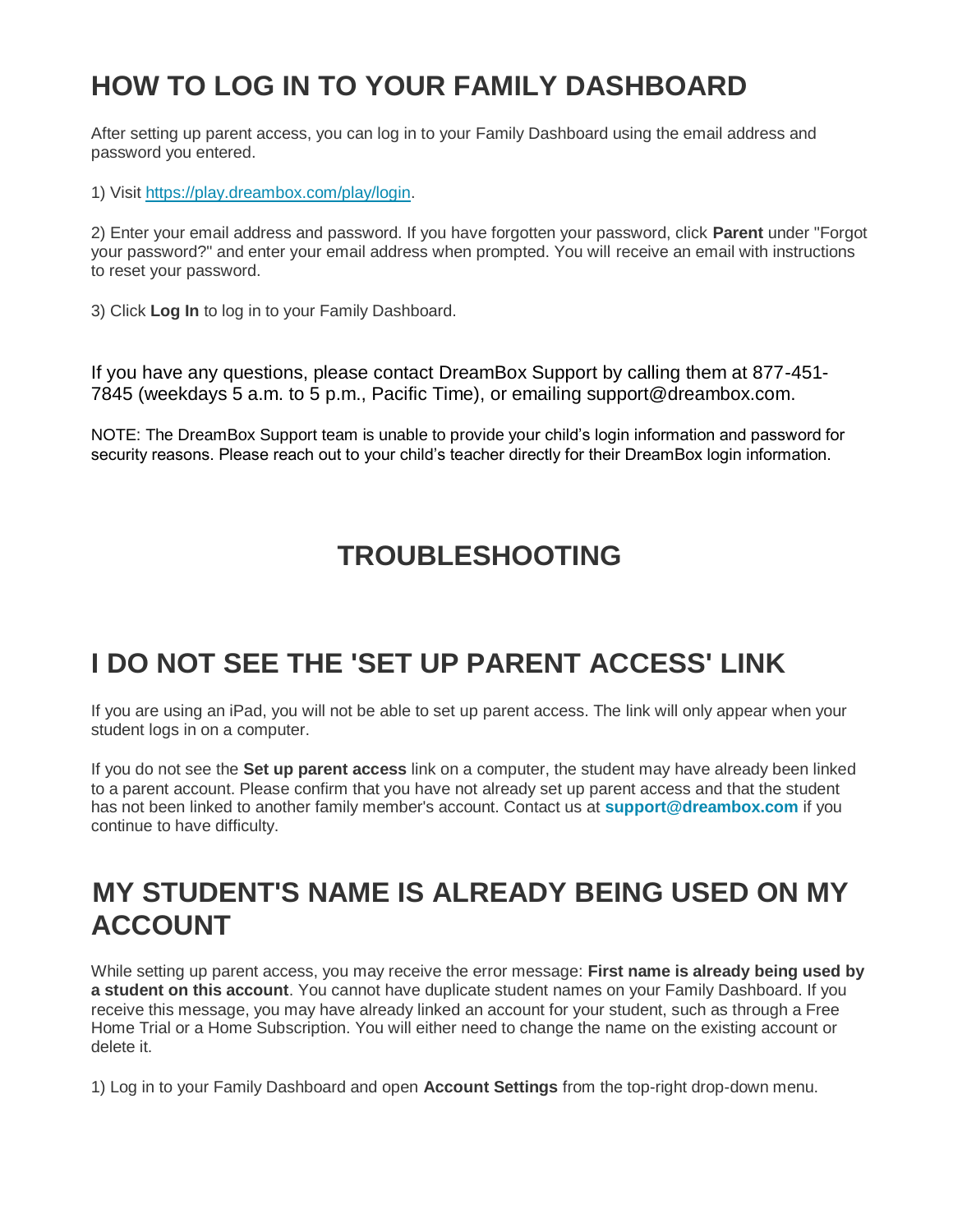# HOW TO LOG IN TO YOUR FAMILY DASHBOARD

After setting up parent access, you can log in to your Family Dashboard using the email address and password you entered.

1) Visit [https://play.dreambox.com/play/login](https://play.dreambox.com/play/login).

2) Enter your email address and password. If you have forgotten your password, click **Parent** under "Forgot your password?" and enter your email address when prompted. You will receive an email with instructions to reset your password.

3) Click **Log In** to log in to your Family Dashboard.

If you have any questions, please contact DreamBox Support by calling them at 877-451-7845 (weekdays 5 a.m. to 5 p.m., Pacific Time), or emailing support@dreambox.com.

NOTE: The DreamBox Support team is unable to provide your child's login information and password for security reasons. Please reach out to your child's teacher directly for their DreamBox login information.

# TROUBLESHOOTING

# I DO NOT SEE THE 'SET UP PARENT ACCESS' LINK

If you are using an iPad, you will not be able to set up parent access. The link will only appear when your student logs in on a computer.

If you do not see the **Set up parent access** link on a computer, the student may have already been linked to a parent account. Please confirm that you have not already set up parent access and that the student has not been linked to another family member's account. Contact us at **support@dreambox.com** if you continue to have difficulty.

# MY STUDENT'S NAME IS ALREADY BEING USED ON MY ACCOUNT

While setting up parent access, you may receive the error message: **First name is already being used by a student on this account**. You cannot have duplicate student names on your Family Dashboard. If you receive this message, you may have already linked an account for your student, such as through a Free Home Trial or a Home Subscription. You will either need to change the name on the existing account or delete it.

1) Log in to your Family Dashboard and open **Account Settings** from the top-right drop-down menu.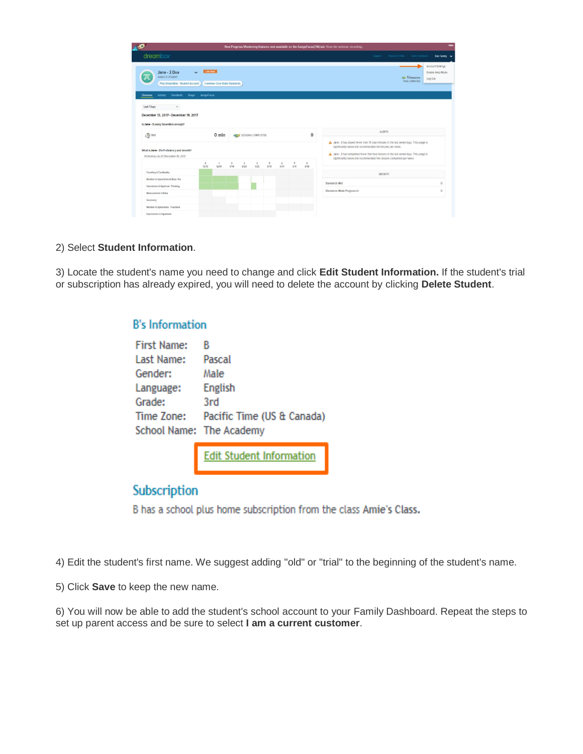2) Select **Student Information**.

3) Locate the student's name you need to change and click **Edit Student Information.** If the student's trial or subscription has already expired, you will need to delete the account by clicking **Delete Student**.

4) Edit the student's first name. We suggest adding "old" or "trial" to the beginning of the student's name.

5) Click **Save** to keep the new name.

6) You will now be able to add the student's school account to your Family Dashboard. Repeat the steps to set up parent access and be sure to select **I am a current customer**.